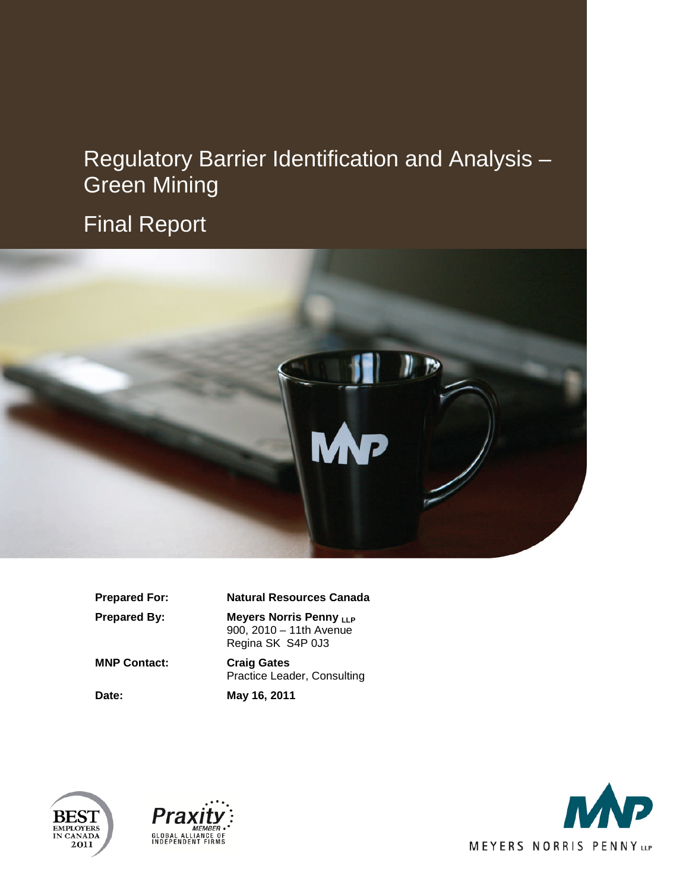# Regulatory Barrier Identification and Analysis – Green Mining

## Final Report

| | |
|---|---|
| **Prepared For:** | **Natural Resources Canada** |
| **Prepared By:** | **Meyers Norris Penny LLP**<br>900, 2010 – 11th Avenue<br>Regina SK S4P 0J3 |
| **MNP Contact:** | **Craig Gates**<br>Practice Leader, Consulting |
| **Date:** | **May 16, 2011** |

BEST EMPLOYERS IN CANADA 2011

Praxity MEMBER GLOBAL ALLIANCE OF INDEPENDENT FIRMS

MEYERS NORRIS PENNY LLP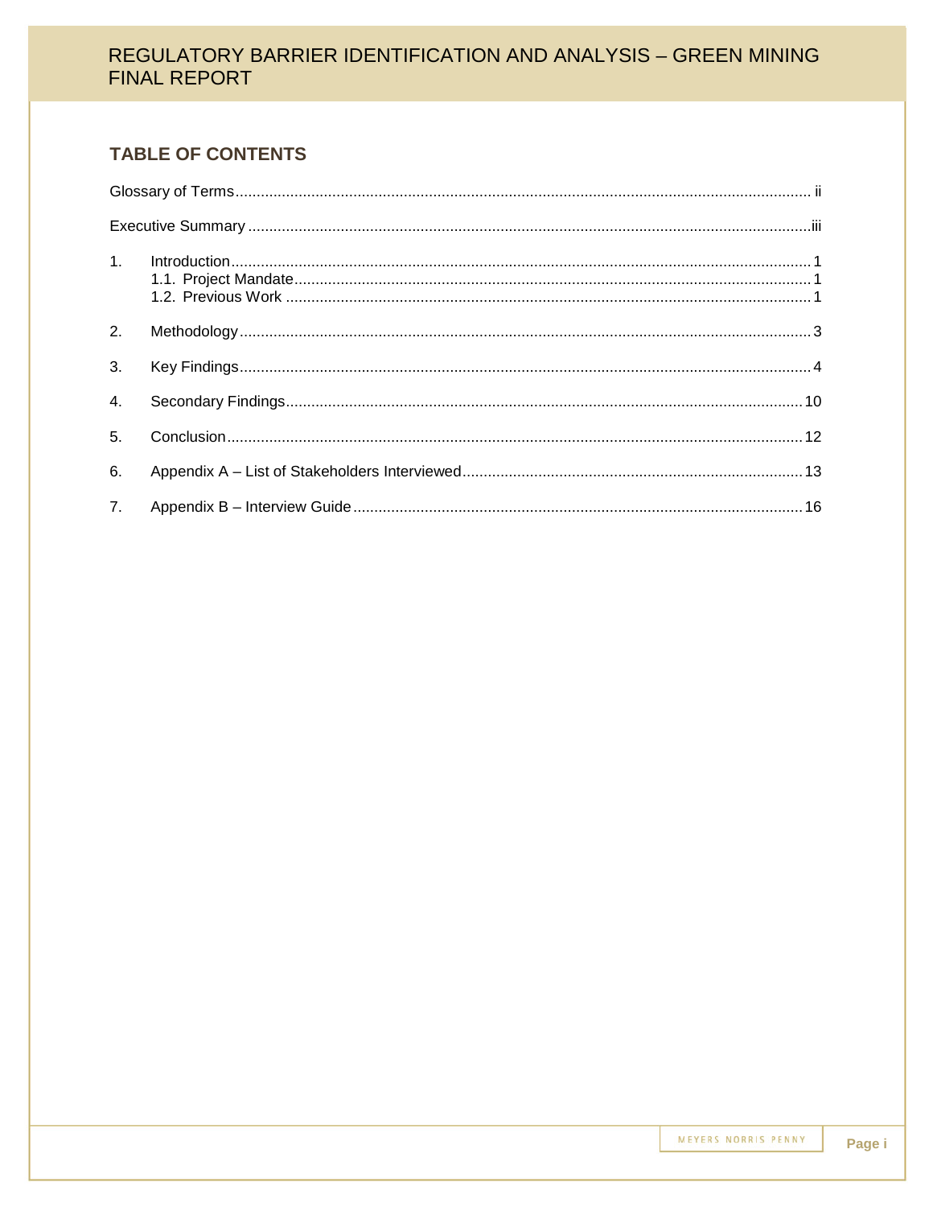## TABLE OF CONTENTS

Glossary of Terms ........ ii

Executive Summary ........ iii

1. Introduction ........ 1
   - 1.1. Project Mandate ........ 1
   - 1.2. Previous Work ........ 1
2. Methodology ........ 3
3. Key Findings ........ 4
4. Secondary Findings ........ 10
5. Conclusion ........ 12
6. Appendix A – List of Stakeholders Interviewed ........ 13
7. Appendix B – Interview Guide ........ 16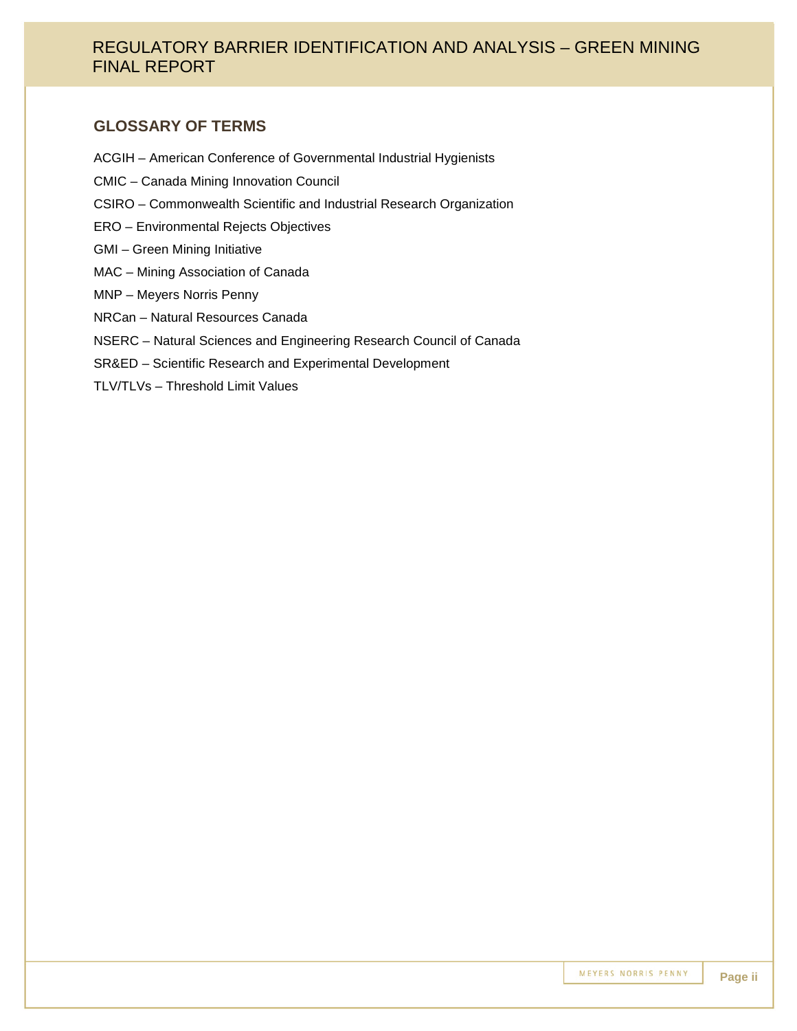## GLOSSARY OF TERMS

ACGIH – American Conference of Governmental Industrial Hygienists

CMIC – Canada Mining Innovation Council

CSIRO – Commonwealth Scientific and Industrial Research Organization

ERO – Environmental Rejects Objectives

GMI – Green Mining Initiative

MAC – Mining Association of Canada

MNP – Meyers Norris Penny

NRCan – Natural Resources Canada

NSERC – Natural Sciences and Engineering Research Council of Canada

SR&ED – Scientific Research and Experimental Development

TLV/TLVs – Threshold Limit Values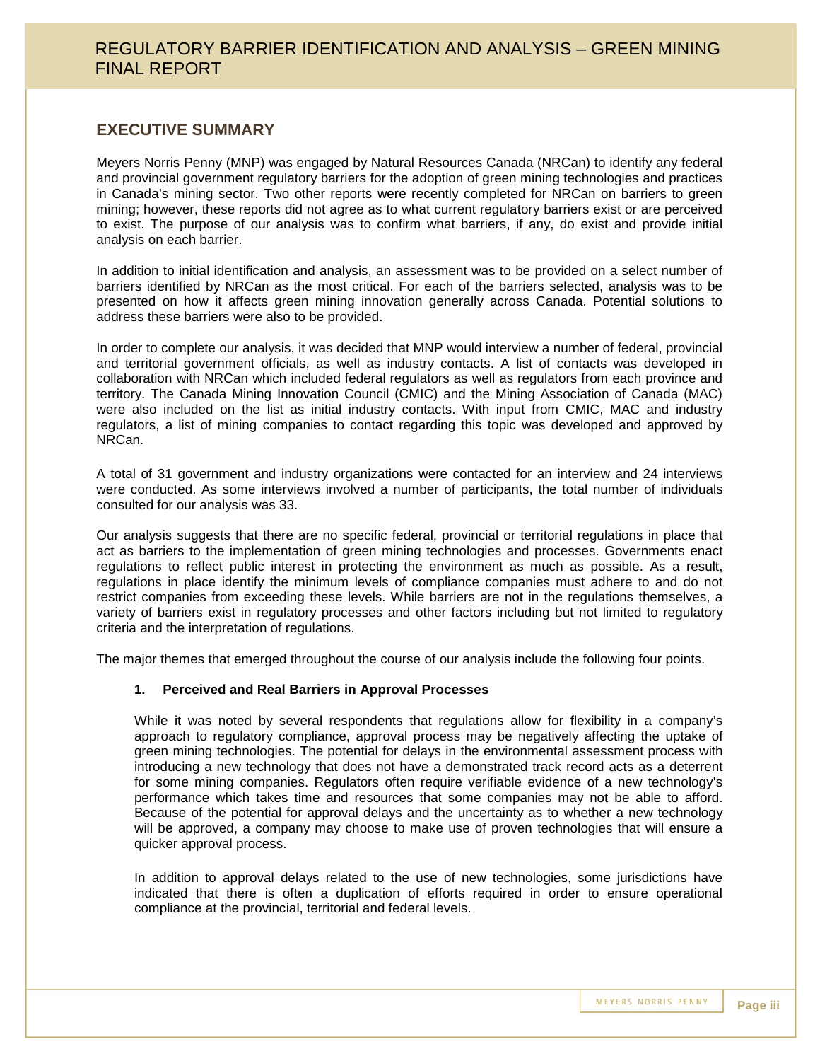## EXECUTIVE SUMMARY

Meyers Norris Penny (MNP) was engaged by Natural Resources Canada (NRCan) to identify any federal and provincial government regulatory barriers for the adoption of green mining technologies and practices in Canada's mining sector. Two other reports were recently completed for NRCan on barriers to green mining; however, these reports did not agree as to what current regulatory barriers exist or are perceived to exist. The purpose of our analysis was to confirm what barriers, if any, do exist and provide initial analysis on each barrier.

In addition to initial identification and analysis, an assessment was to be provided on a select number of barriers identified by NRCan as the most critical. For each of the barriers selected, analysis was to be presented on how it affects green mining innovation generally across Canada. Potential solutions to address these barriers were also to be provided.

In order to complete our analysis, it was decided that MNP would interview a number of federal, provincial and territorial government officials, as well as industry contacts. A list of contacts was developed in collaboration with NRCan which included federal regulators as well as regulators from each province and territory. The Canada Mining Innovation Council (CMIC) and the Mining Association of Canada (MAC) were also included on the list as initial industry contacts. With input from CMIC, MAC and industry regulators, a list of mining companies to contact regarding this topic was developed and approved by NRCan.

A total of 31 government and industry organizations were contacted for an interview and 24 interviews were conducted. As some interviews involved a number of participants, the total number of individuals consulted for our analysis was 33.

Our analysis suggests that there are no specific federal, provincial or territorial regulations in place that act as barriers to the implementation of green mining technologies and processes. Governments enact regulations to reflect public interest in protecting the environment as much as possible. As a result, regulations in place identify the minimum levels of compliance companies must adhere to and do not restrict companies from exceeding these levels. While barriers are not in the regulations themselves, a variety of barriers exist in regulatory processes and other factors including but not limited to regulatory criteria and the interpretation of regulations.

The major themes that emerged throughout the course of our analysis include the following four points.

1. **Perceived and Real Barriers in Approval Processes**

   While it was noted by several respondents that regulations allow for flexibility in a company's approach to regulatory compliance, approval process may be negatively affecting the uptake of green mining technologies. The potential for delays in the environmental assessment process with introducing a new technology that does not have a demonstrated track record acts as a deterrent for some mining companies. Regulators often require verifiable evidence of a new technology's performance which takes time and resources that some companies may not be able to afford. Because of the potential for approval delays and the uncertainty as to whether a new technology will be approved, a company may choose to make use of proven technologies that will ensure a quicker approval process.

   In addition to approval delays related to the use of new technologies, some jurisdictions have indicated that there is often a duplication of efforts required in order to ensure operational compliance at the provincial, territorial and federal levels.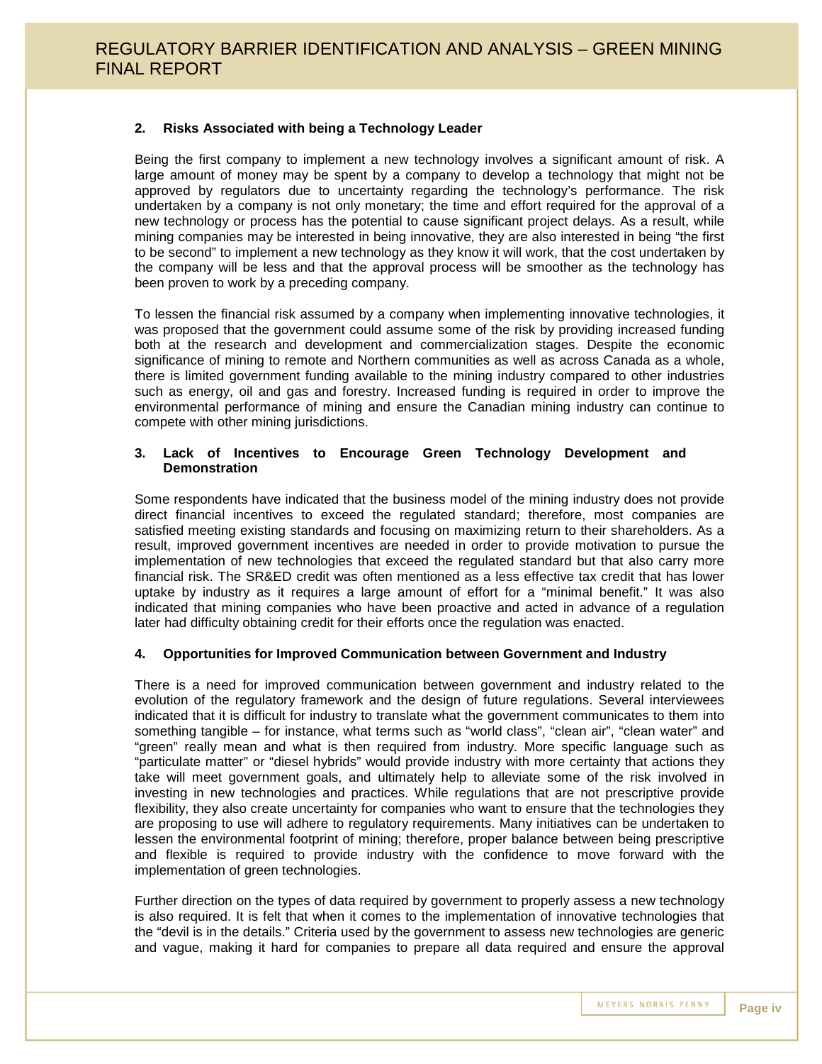**2. Risks Associated with being a Technology Leader**

Being the first company to implement a new technology involves a significant amount of risk. A large amount of money may be spent by a company to develop a technology that might not be approved by regulators due to uncertainty regarding the technology's performance. The risk undertaken by a company is not only monetary; the time and effort required for the approval of a new technology or process has the potential to cause significant project delays. As a result, while mining companies may be interested in being innovative, they are also interested in being "the first to be second" to implement a new technology as they know it will work, that the cost undertaken by the company will be less and that the approval process will be smoother as the technology has been proven to work by a preceding company.

To lessen the financial risk assumed by a company when implementing innovative technologies, it was proposed that the government could assume some of the risk by providing increased funding both at the research and development and commercialization stages. Despite the economic significance of mining to remote and Northern communities as well as across Canada as a whole, there is limited government funding available to the mining industry compared to other industries such as energy, oil and gas and forestry. Increased funding is required in order to improve the environmental performance of mining and ensure the Canadian mining industry can continue to compete with other mining jurisdictions.

**3. Lack of Incentives to Encourage Green Technology Development and Demonstration**

Some respondents have indicated that the business model of the mining industry does not provide direct financial incentives to exceed the regulated standard; therefore, most companies are satisfied meeting existing standards and focusing on maximizing return to their shareholders. As a result, improved government incentives are needed in order to provide motivation to pursue the implementation of new technologies that exceed the regulated standard but that also carry more financial risk. The SR&ED credit was often mentioned as a less effective tax credit that has lower uptake by industry as it requires a large amount of effort for a "minimal benefit." It was also indicated that mining companies who have been proactive and acted in advance of a regulation later had difficulty obtaining credit for their efforts once the regulation was enacted.

**4. Opportunities for Improved Communication between Government and Industry**

There is a need for improved communication between government and industry related to the evolution of the regulatory framework and the design of future regulations. Several interviewees indicated that it is difficult for industry to translate what the government communicates to them into something tangible – for instance, what terms such as "world class", "clean air", "clean water" and "green" really mean and what is then required from industry. More specific language such as "particulate matter" or "diesel hybrids" would provide industry with more certainty that actions they take will meet government goals, and ultimately help to alleviate some of the risk involved in investing in new technologies and practices. While regulations that are not prescriptive provide flexibility, they also create uncertainty for companies who want to ensure that the technologies they are proposing to use will adhere to regulatory requirements. Many initiatives can be undertaken to lessen the environmental footprint of mining; therefore, proper balance between being prescriptive and flexible is required to provide industry with the confidence to move forward with the implementation of green technologies.

Further direction on the types of data required by government to properly assess a new technology is also required. It is felt that when it comes to the implementation of innovative technologies that the "devil is in the details." Criteria used by the government to assess new technologies are generic and vague, making it hard for companies to prepare all data required and ensure the approval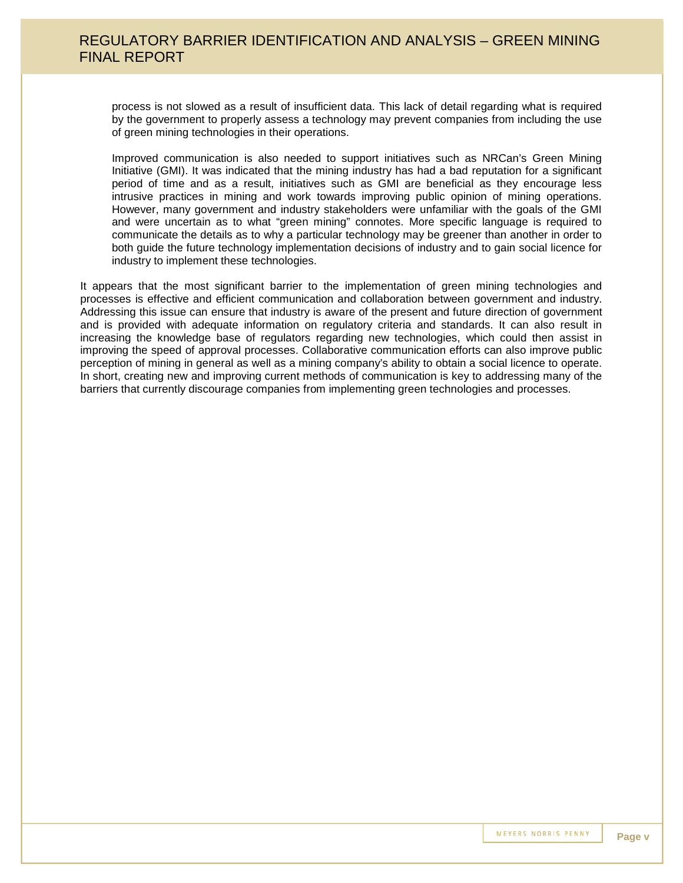process is not slowed as a result of insufficient data. This lack of detail regarding what is required by the government to properly assess a technology may prevent companies from including the use of green mining technologies in their operations.

Improved communication is also needed to support initiatives such as NRCan's Green Mining Initiative (GMI). It was indicated that the mining industry has had a bad reputation for a significant period of time and as a result, initiatives such as GMI are beneficial as they encourage less intrusive practices in mining and work towards improving public opinion of mining operations. However, many government and industry stakeholders were unfamiliar with the goals of the GMI and were uncertain as to what "green mining" connotes. More specific language is required to communicate the details as to why a particular technology may be greener than another in order to both guide the future technology implementation decisions of industry and to gain social licence for industry to implement these technologies.

It appears that the most significant barrier to the implementation of green mining technologies and processes is effective and efficient communication and collaboration between government and industry. Addressing this issue can ensure that industry is aware of the present and future direction of government and is provided with adequate information on regulatory criteria and standards. It can also result in increasing the knowledge base of regulators regarding new technologies, which could then assist in improving the speed of approval processes. Collaborative communication efforts can also improve public perception of mining in general as well as a mining company's ability to obtain a social licence to operate. In short, creating new and improving current methods of communication is key to addressing many of the barriers that currently discourage companies from implementing green technologies and processes.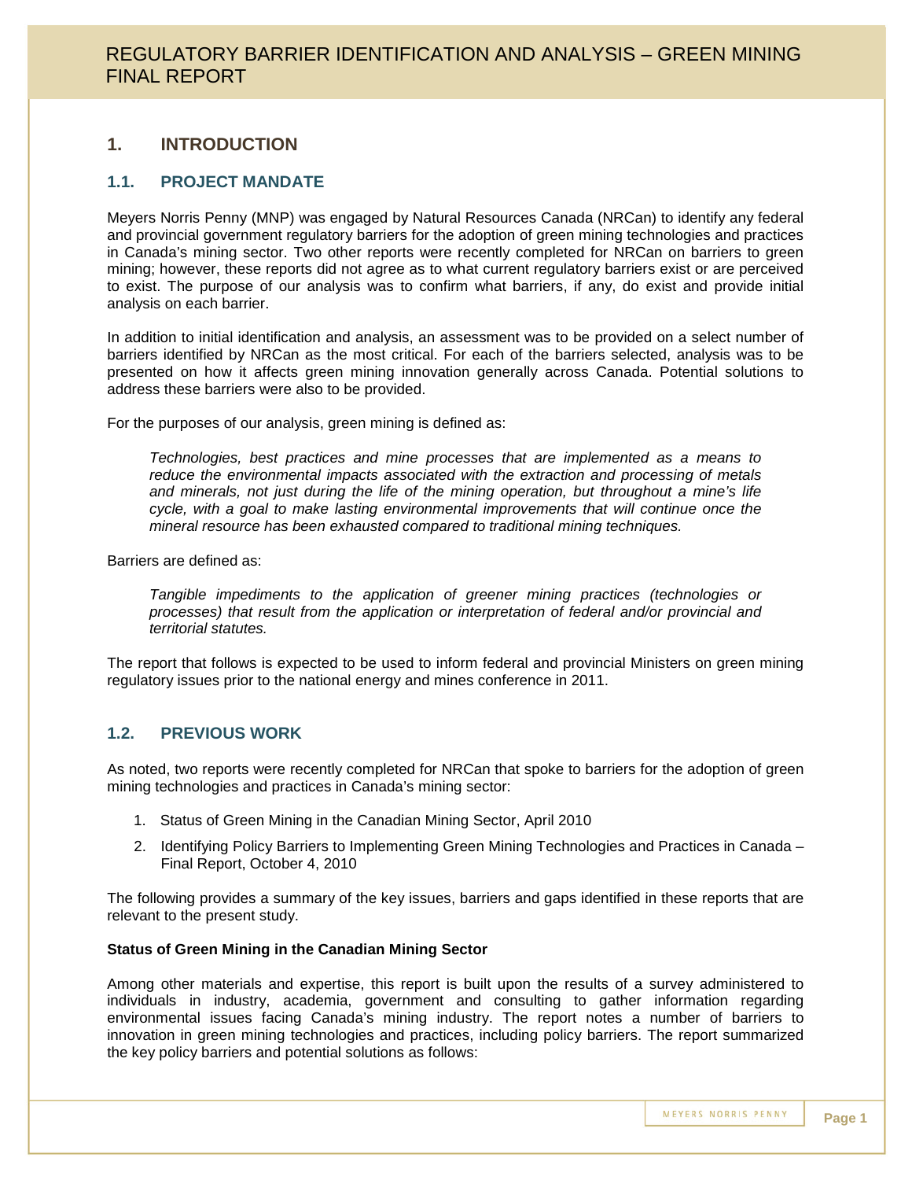## 1. INTRODUCTION

### 1.1. PROJECT MANDATE

Meyers Norris Penny (MNP) was engaged by Natural Resources Canada (NRCan) to identify any federal and provincial government regulatory barriers for the adoption of green mining technologies and practices in Canada's mining sector. Two other reports were recently completed for NRCan on barriers to green mining; however, these reports did not agree as to what current regulatory barriers exist or are perceived to exist. The purpose of our analysis was to confirm what barriers, if any, do exist and provide initial analysis on each barrier.

In addition to initial identification and analysis, an assessment was to be provided on a select number of barriers identified by NRCan as the most critical. For each of the barriers selected, analysis was to be presented on how it affects green mining innovation generally across Canada. Potential solutions to address these barriers were also to be provided.

For the purposes of our analysis, green mining is defined as:

> *Technologies, best practices and mine processes that are implemented as a means to reduce the environmental impacts associated with the extraction and processing of metals and minerals, not just during the life of the mining operation, but throughout a mine's life cycle, with a goal to make lasting environmental improvements that will continue once the mineral resource has been exhausted compared to traditional mining techniques.*

Barriers are defined as:

> *Tangible impediments to the application of greener mining practices (technologies or processes) that result from the application or interpretation of federal and/or provincial and territorial statutes.*

The report that follows is expected to be used to inform federal and provincial Ministers on green mining regulatory issues prior to the national energy and mines conference in 2011.

### 1.2. PREVIOUS WORK

As noted, two reports were recently completed for NRCan that spoke to barriers for the adoption of green mining technologies and practices in Canada's mining sector:

1. Status of Green Mining in the Canadian Mining Sector, April 2010
2. Identifying Policy Barriers to Implementing Green Mining Technologies and Practices in Canada – Final Report, October 4, 2010

The following provides a summary of the key issues, barriers and gaps identified in these reports that are relevant to the present study.

**Status of Green Mining in the Canadian Mining Sector**

Among other materials and expertise, this report is built upon the results of a survey administered to individuals in industry, academia, government and consulting to gather information regarding environmental issues facing Canada's mining industry. The report notes a number of barriers to innovation in green mining technologies and practices, including policy barriers. The report summarized the key policy barriers and potential solutions as follows: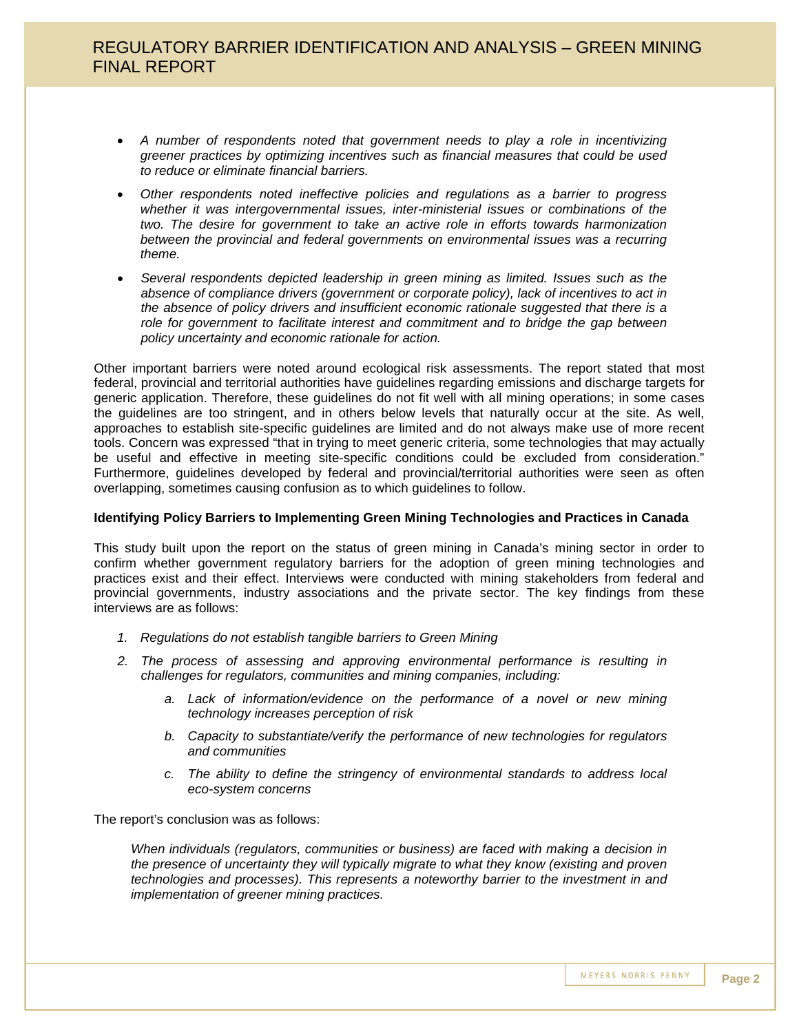- *A number of respondents noted that government needs to play a role in incentivizing greener practices by optimizing incentives such as financial measures that could be used to reduce or eliminate financial barriers.*
- *Other respondents noted ineffective policies and regulations as a barrier to progress whether it was intergovernmental issues, inter-ministerial issues or combinations of the two. The desire for government to take an active role in efforts towards harmonization between the provincial and federal governments on environmental issues was a recurring theme.*
- *Several respondents depicted leadership in green mining as limited. Issues such as the absence of compliance drivers (government or corporate policy), lack of incentives to act in the absence of policy drivers and insufficient economic rationale suggested that there is a role for government to facilitate interest and commitment and to bridge the gap between policy uncertainty and economic rationale for action.*

Other important barriers were noted around ecological risk assessments. The report stated that most federal, provincial and territorial authorities have guidelines regarding emissions and discharge targets for generic application. Therefore, these guidelines do not fit well with all mining operations; in some cases the guidelines are too stringent, and in others below levels that naturally occur at the site. As well, approaches to establish site-specific guidelines are limited and do not always make use of more recent tools. Concern was expressed "that in trying to meet generic criteria, some technologies that may actually be useful and effective in meeting site-specific conditions could be excluded from consideration." Furthermore, guidelines developed by federal and provincial/territorial authorities were seen as often overlapping, sometimes causing confusion as to which guidelines to follow.

**Identifying Policy Barriers to Implementing Green Mining Technologies and Practices in Canada**

This study built upon the report on the status of green mining in Canada's mining sector in order to confirm whether government regulatory barriers for the adoption of green mining technologies and practices exist and their effect. Interviews were conducted with mining stakeholders from federal and provincial governments, industry associations and the private sector. The key findings from these interviews are as follows:

1. *Regulations do not establish tangible barriers to Green Mining*
2. *The process of assessing and approving environmental performance is resulting in challenges for regulators, communities and mining companies, including:*
   a. *Lack of information/evidence on the performance of a novel or new mining technology increases perception of risk*
   b. *Capacity to substantiate/verify the performance of new technologies for regulators and communities*
   c. *The ability to define the stringency of environmental standards to address local eco-system concerns*

The report's conclusion was as follows:

> *When individuals (regulators, communities or business) are faced with making a decision in the presence of uncertainty they will typically migrate to what they know (existing and proven technologies and processes). This represents a noteworthy barrier to the investment in and implementation of greener mining practices.*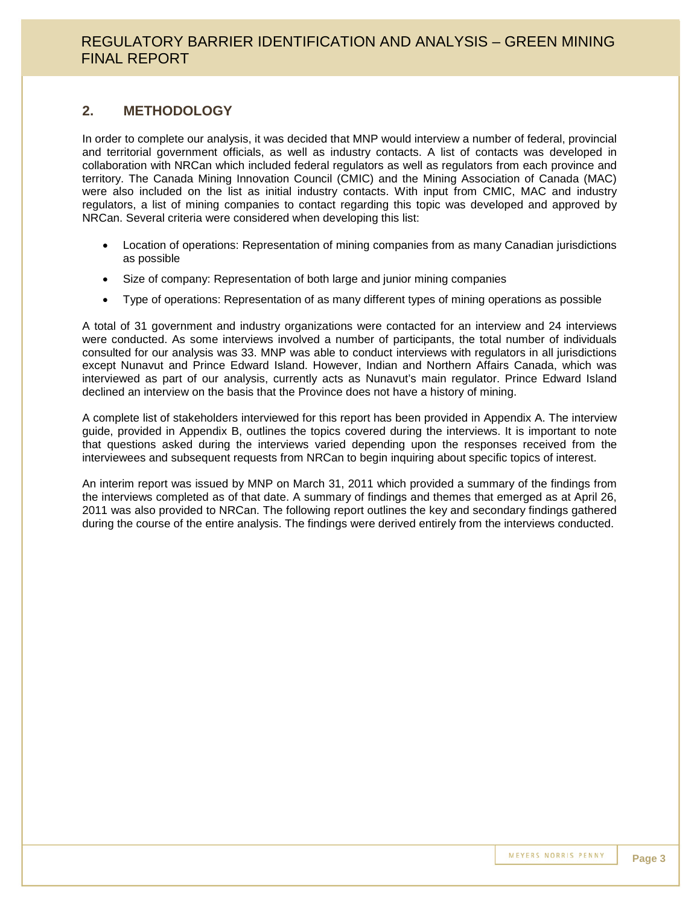## 2. METHODOLOGY

In order to complete our analysis, it was decided that MNP would interview a number of federal, provincial and territorial government officials, as well as industry contacts. A list of contacts was developed in collaboration with NRCan which included federal regulators as well as regulators from each province and territory. The Canada Mining Innovation Council (CMIC) and the Mining Association of Canada (MAC) were also included on the list as initial industry contacts. With input from CMIC, MAC and industry regulators, a list of mining companies to contact regarding this topic was developed and approved by NRCan. Several criteria were considered when developing this list:

- Location of operations: Representation of mining companies from as many Canadian jurisdictions as possible
- Size of company: Representation of both large and junior mining companies
- Type of operations: Representation of as many different types of mining operations as possible

A total of 31 government and industry organizations were contacted for an interview and 24 interviews were conducted. As some interviews involved a number of participants, the total number of individuals consulted for our analysis was 33. MNP was able to conduct interviews with regulators in all jurisdictions except Nunavut and Prince Edward Island. However, Indian and Northern Affairs Canada, which was interviewed as part of our analysis, currently acts as Nunavut's main regulator. Prince Edward Island declined an interview on the basis that the Province does not have a history of mining.

A complete list of stakeholders interviewed for this report has been provided in Appendix A. The interview guide, provided in Appendix B, outlines the topics covered during the interviews. It is important to note that questions asked during the interviews varied depending upon the responses received from the interviewees and subsequent requests from NRCan to begin inquiring about specific topics of interest.

An interim report was issued by MNP on March 31, 2011 which provided a summary of the findings from the interviews completed as of that date. A summary of findings and themes that emerged as at April 26, 2011 was also provided to NRCan. The following report outlines the key and secondary findings gathered during the course of the entire analysis. The findings were derived entirely from the interviews conducted.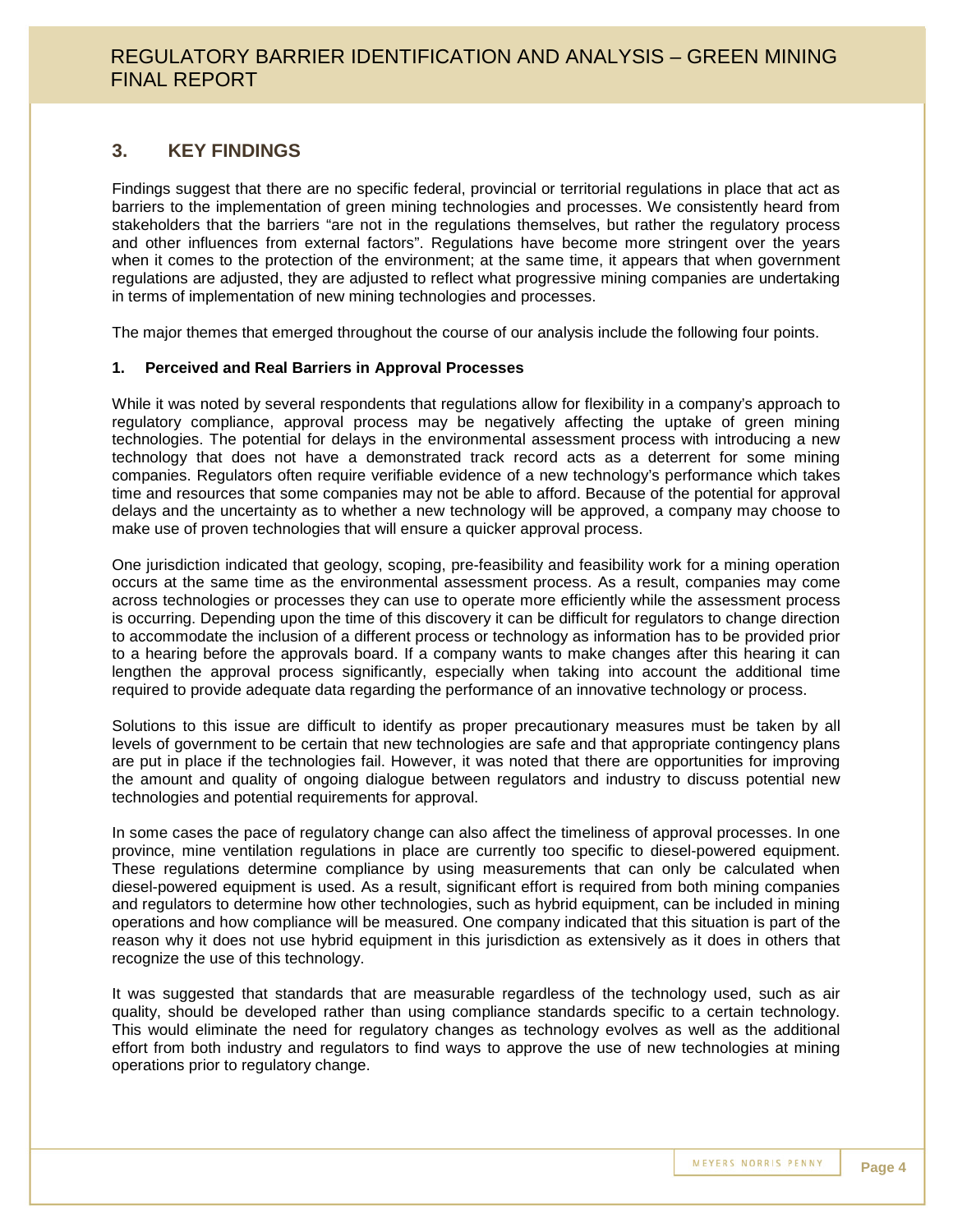## 3. KEY FINDINGS

Findings suggest that there are no specific federal, provincial or territorial regulations in place that act as barriers to the implementation of green mining technologies and processes. We consistently heard from stakeholders that the barriers "are not in the regulations themselves, but rather the regulatory process and other influences from external factors". Regulations have become more stringent over the years when it comes to the protection of the environment; at the same time, it appears that when government regulations are adjusted, they are adjusted to reflect what progressive mining companies are undertaking in terms of implementation of new mining technologies and processes.

The major themes that emerged throughout the course of our analysis include the following four points.

### 1. Perceived and Real Barriers in Approval Processes

While it was noted by several respondents that regulations allow for flexibility in a company's approach to regulatory compliance, approval process may be negatively affecting the uptake of green mining technologies. The potential for delays in the environmental assessment process with introducing a new technology that does not have a demonstrated track record acts as a deterrent for some mining companies. Regulators often require verifiable evidence of a new technology's performance which takes time and resources that some companies may not be able to afford. Because of the potential for approval delays and the uncertainty as to whether a new technology will be approved, a company may choose to make use of proven technologies that will ensure a quicker approval process.

One jurisdiction indicated that geology, scoping, pre-feasibility and feasibility work for a mining operation occurs at the same time as the environmental assessment process. As a result, companies may come across technologies or processes they can use to operate more efficiently while the assessment process is occurring. Depending upon the time of this discovery it can be difficult for regulators to change direction to accommodate the inclusion of a different process or technology as information has to be provided prior to a hearing before the approvals board. If a company wants to make changes after this hearing it can lengthen the approval process significantly, especially when taking into account the additional time required to provide adequate data regarding the performance of an innovative technology or process.

Solutions to this issue are difficult to identify as proper precautionary measures must be taken by all levels of government to be certain that new technologies are safe and that appropriate contingency plans are put in place if the technologies fail. However, it was noted that there are opportunities for improving the amount and quality of ongoing dialogue between regulators and industry to discuss potential new technologies and potential requirements for approval.

In some cases the pace of regulatory change can also affect the timeliness of approval processes. In one province, mine ventilation regulations in place are currently too specific to diesel-powered equipment. These regulations determine compliance by using measurements that can only be calculated when diesel-powered equipment is used. As a result, significant effort is required from both mining companies and regulators to determine how other technologies, such as hybrid equipment, can be included in mining operations and how compliance will be measured. One company indicated that this situation is part of the reason why it does not use hybrid equipment in this jurisdiction as extensively as it does in others that recognize the use of this technology.

It was suggested that standards that are measurable regardless of the technology used, such as air quality, should be developed rather than using compliance standards specific to a certain technology. This would eliminate the need for regulatory changes as technology evolves as well as the additional effort from both industry and regulators to find ways to approve the use of new technologies at mining operations prior to regulatory change.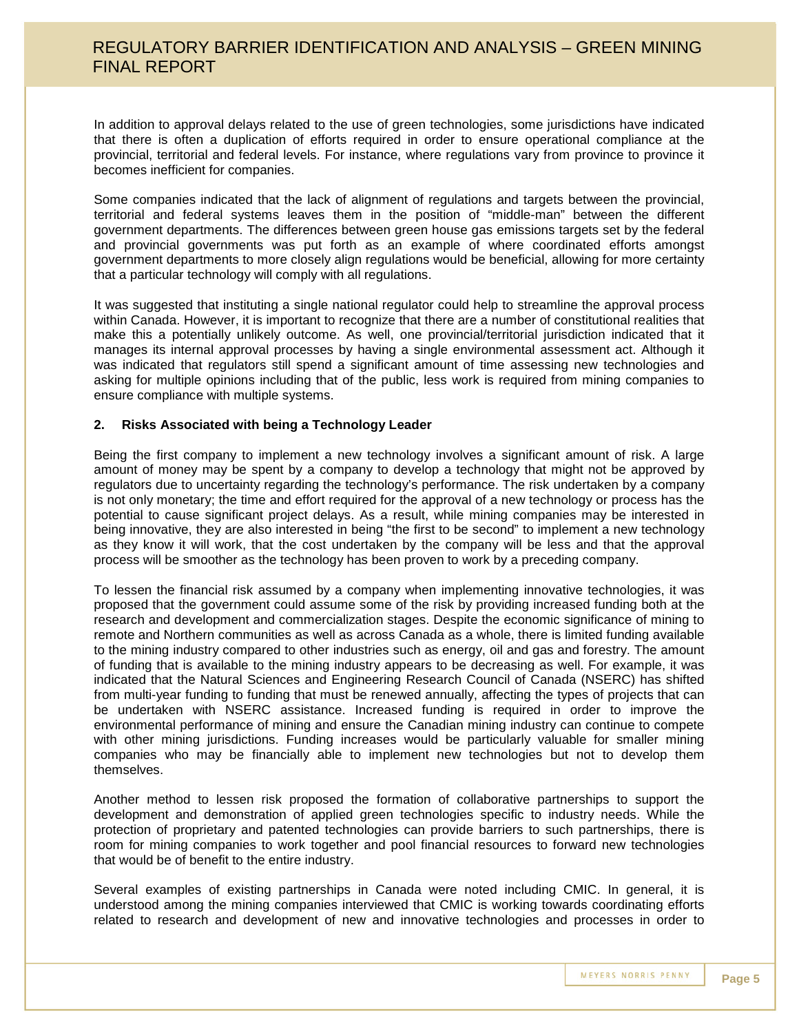In addition to approval delays related to the use of green technologies, some jurisdictions have indicated that there is often a duplication of efforts required in order to ensure operational compliance at the provincial, territorial and federal levels. For instance, where regulations vary from province to province it becomes inefficient for companies.

Some companies indicated that the lack of alignment of regulations and targets between the provincial, territorial and federal systems leaves them in the position of "middle-man" between the different government departments. The differences between green house gas emissions targets set by the federal and provincial governments was put forth as an example of where coordinated efforts amongst government departments to more closely align regulations would be beneficial, allowing for more certainty that a particular technology will comply with all regulations.

It was suggested that instituting a single national regulator could help to streamline the approval process within Canada. However, it is important to recognize that there are a number of constitutional realities that make this a potentially unlikely outcome. As well, one provincial/territorial jurisdiction indicated that it manages its internal approval processes by having a single environmental assessment act. Although it was indicated that regulators still spend a significant amount of time assessing new technologies and asking for multiple opinions including that of the public, less work is required from mining companies to ensure compliance with multiple systems.

**2. Risks Associated with being a Technology Leader**

Being the first company to implement a new technology involves a significant amount of risk. A large amount of money may be spent by a company to develop a technology that might not be approved by regulators due to uncertainty regarding the technology's performance. The risk undertaken by a company is not only monetary; the time and effort required for the approval of a new technology or process has the potential to cause significant project delays. As a result, while mining companies may be interested in being innovative, they are also interested in being "the first to be second" to implement a new technology as they know it will work, that the cost undertaken by the company will be less and that the approval process will be smoother as the technology has been proven to work by a preceding company.

To lessen the financial risk assumed by a company when implementing innovative technologies, it was proposed that the government could assume some of the risk by providing increased funding both at the research and development and commercialization stages. Despite the economic significance of mining to remote and Northern communities as well as across Canada as a whole, there is limited funding available to the mining industry compared to other industries such as energy, oil and gas and forestry. The amount of funding that is available to the mining industry appears to be decreasing as well. For example, it was indicated that the Natural Sciences and Engineering Research Council of Canada (NSERC) has shifted from multi-year funding to funding that must be renewed annually, affecting the types of projects that can be undertaken with NSERC assistance. Increased funding is required in order to improve the environmental performance of mining and ensure the Canadian mining industry can continue to compete with other mining jurisdictions. Funding increases would be particularly valuable for smaller mining companies who may be financially able to implement new technologies but not to develop them themselves.

Another method to lessen risk proposed the formation of collaborative partnerships to support the development and demonstration of applied green technologies specific to industry needs. While the protection of proprietary and patented technologies can provide barriers to such partnerships, there is room for mining companies to work together and pool financial resources to forward new technologies that would be of benefit to the entire industry.

Several examples of existing partnerships in Canada were noted including CMIC. In general, it is understood among the mining companies interviewed that CMIC is working towards coordinating efforts related to research and development of new and innovative technologies and processes in order to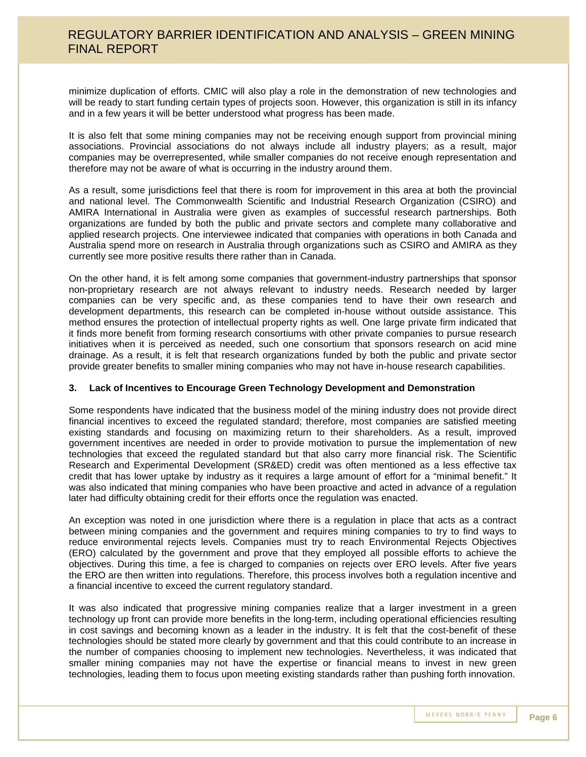minimize duplication of efforts. CMIC will also play a role in the demonstration of new technologies and will be ready to start funding certain types of projects soon. However, this organization is still in its infancy and in a few years it will be better understood what progress has been made.

It is also felt that some mining companies may not be receiving enough support from provincial mining associations. Provincial associations do not always include all industry players; as a result, major companies may be overrepresented, while smaller companies do not receive enough representation and therefore may not be aware of what is occurring in the industry around them.

As a result, some jurisdictions feel that there is room for improvement in this area at both the provincial and national level. The Commonwealth Scientific and Industrial Research Organization (CSIRO) and AMIRA International in Australia were given as examples of successful research partnerships. Both organizations are funded by both the public and private sectors and complete many collaborative and applied research projects. One interviewee indicated that companies with operations in both Canada and Australia spend more on research in Australia through organizations such as CSIRO and AMIRA as they currently see more positive results there rather than in Canada.

On the other hand, it is felt among some companies that government-industry partnerships that sponsor non-proprietary research are not always relevant to industry needs. Research needed by larger companies can be very specific and, as these companies tend to have their own research and development departments, this research can be completed in-house without outside assistance. This method ensures the protection of intellectual property rights as well. One large private firm indicated that it finds more benefit from forming research consortiums with other private companies to pursue research initiatives when it is perceived as needed, such one consortium that sponsors research on acid mine drainage. As a result, it is felt that research organizations funded by both the public and private sector provide greater benefits to smaller mining companies who may not have in-house research capabilities.

### 3. Lack of Incentives to Encourage Green Technology Development and Demonstration

Some respondents have indicated that the business model of the mining industry does not provide direct financial incentives to exceed the regulated standard; therefore, most companies are satisfied meeting existing standards and focusing on maximizing return to their shareholders. As a result, improved government incentives are needed in order to provide motivation to pursue the implementation of new technologies that exceed the regulated standard but that also carry more financial risk. The Scientific Research and Experimental Development (SR&ED) credit was often mentioned as a less effective tax credit that has lower uptake by industry as it requires a large amount of effort for a "minimal benefit." It was also indicated that mining companies who have been proactive and acted in advance of a regulation later had difficulty obtaining credit for their efforts once the regulation was enacted.

An exception was noted in one jurisdiction where there is a regulation in place that acts as a contract between mining companies and the government and requires mining companies to try to find ways to reduce environmental rejects levels. Companies must try to reach Environmental Rejects Objectives (ERO) calculated by the government and prove that they employed all possible efforts to achieve the objectives. During this time, a fee is charged to companies on rejects over ERO levels. After five years the ERO are then written into regulations. Therefore, this process involves both a regulation incentive and a financial incentive to exceed the current regulatory standard.

It was also indicated that progressive mining companies realize that a larger investment in a green technology up front can provide more benefits in the long-term, including operational efficiencies resulting in cost savings and becoming known as a leader in the industry. It is felt that the cost-benefit of these technologies should be stated more clearly by government and that this could contribute to an increase in the number of companies choosing to implement new technologies. Nevertheless, it was indicated that smaller mining companies may not have the expertise or financial means to invest in new green technologies, leading them to focus upon meeting existing standards rather than pushing forth innovation.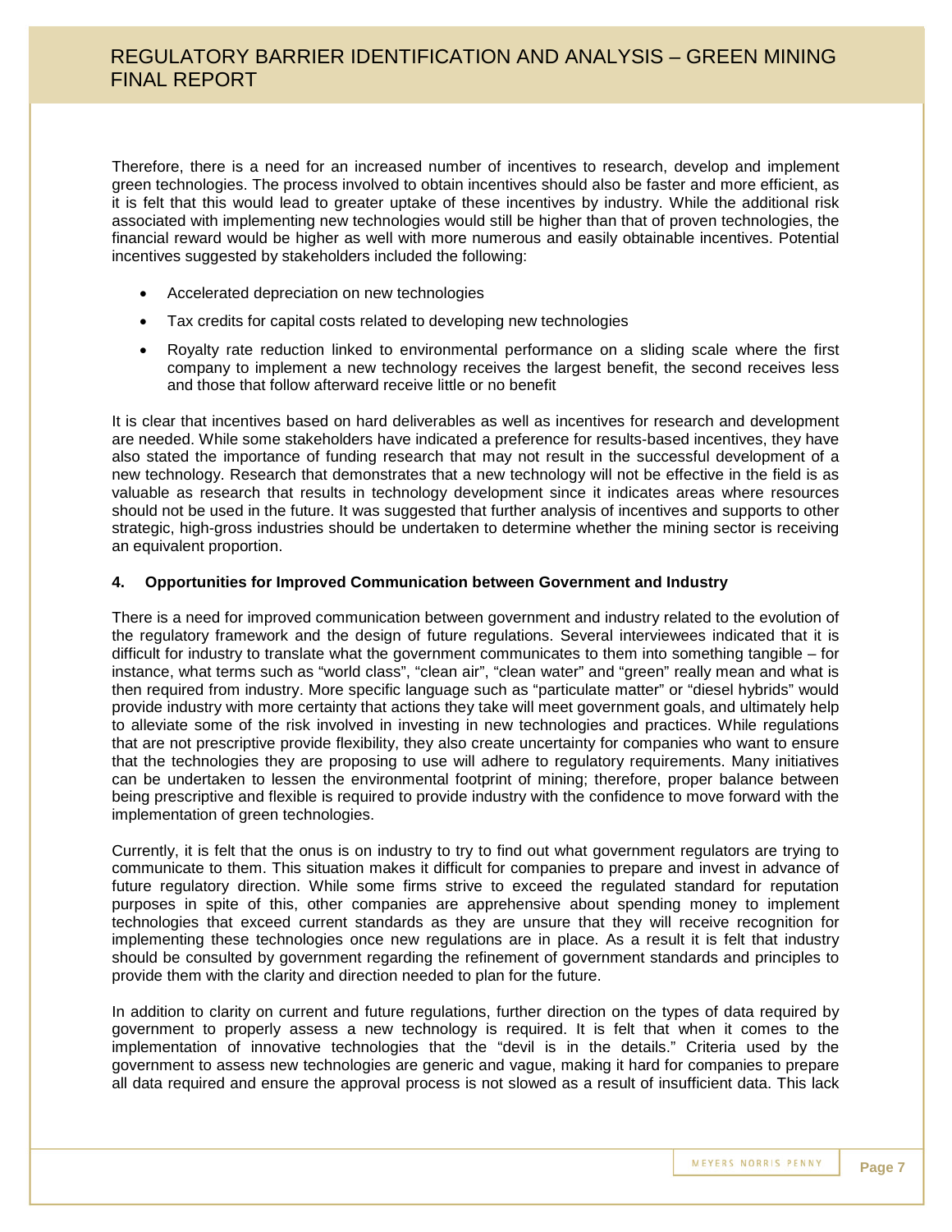Therefore, there is a need for an increased number of incentives to research, develop and implement green technologies. The process involved to obtain incentives should also be faster and more efficient, as it is felt that this would lead to greater uptake of these incentives by industry. While the additional risk associated with implementing new technologies would still be higher than that of proven technologies, the financial reward would be higher as well with more numerous and easily obtainable incentives. Potential incentives suggested by stakeholders included the following:

- Accelerated depreciation on new technologies
- Tax credits for capital costs related to developing new technologies
- Royalty rate reduction linked to environmental performance on a sliding scale where the first company to implement a new technology receives the largest benefit, the second receives less and those that follow afterward receive little or no benefit

It is clear that incentives based on hard deliverables as well as incentives for research and development are needed. While some stakeholders have indicated a preference for results-based incentives, they have also stated the importance of funding research that may not result in the successful development of a new technology. Research that demonstrates that a new technology will not be effective in the field is as valuable as research that results in technology development since it indicates areas where resources should not be used in the future. It was suggested that further analysis of incentives and supports to other strategic, high-gross industries should be undertaken to determine whether the mining sector is receiving an equivalent proportion.

**4. Opportunities for Improved Communication between Government and Industry**

There is a need for improved communication between government and industry related to the evolution of the regulatory framework and the design of future regulations. Several interviewees indicated that it is difficult for industry to translate what the government communicates to them into something tangible – for instance, what terms such as "world class", "clean air", "clean water" and "green" really mean and what is then required from industry. More specific language such as "particulate matter" or "diesel hybrids" would provide industry with more certainty that actions they take will meet government goals, and ultimately help to alleviate some of the risk involved in investing in new technologies and practices. While regulations that are not prescriptive provide flexibility, they also create uncertainty for companies who want to ensure that the technologies they are proposing to use will adhere to regulatory requirements. Many initiatives can be undertaken to lessen the environmental footprint of mining; therefore, proper balance between being prescriptive and flexible is required to provide industry with the confidence to move forward with the implementation of green technologies.

Currently, it is felt that the onus is on industry to try to find out what government regulators are trying to communicate to them. This situation makes it difficult for companies to prepare and invest in advance of future regulatory direction. While some firms strive to exceed the regulated standard for reputation purposes in spite of this, other companies are apprehensive about spending money to implement technologies that exceed current standards as they are unsure that they will receive recognition for implementing these technologies once new regulations are in place. As a result it is felt that industry should be consulted by government regarding the refinement of government standards and principles to provide them with the clarity and direction needed to plan for the future.

In addition to clarity on current and future regulations, further direction on the types of data required by government to properly assess a new technology is required. It is felt that when it comes to the implementation of innovative technologies that the "devil is in the details." Criteria used by the government to assess new technologies are generic and vague, making it hard for companies to prepare all data required and ensure the approval process is not slowed as a result of insufficient data. This lack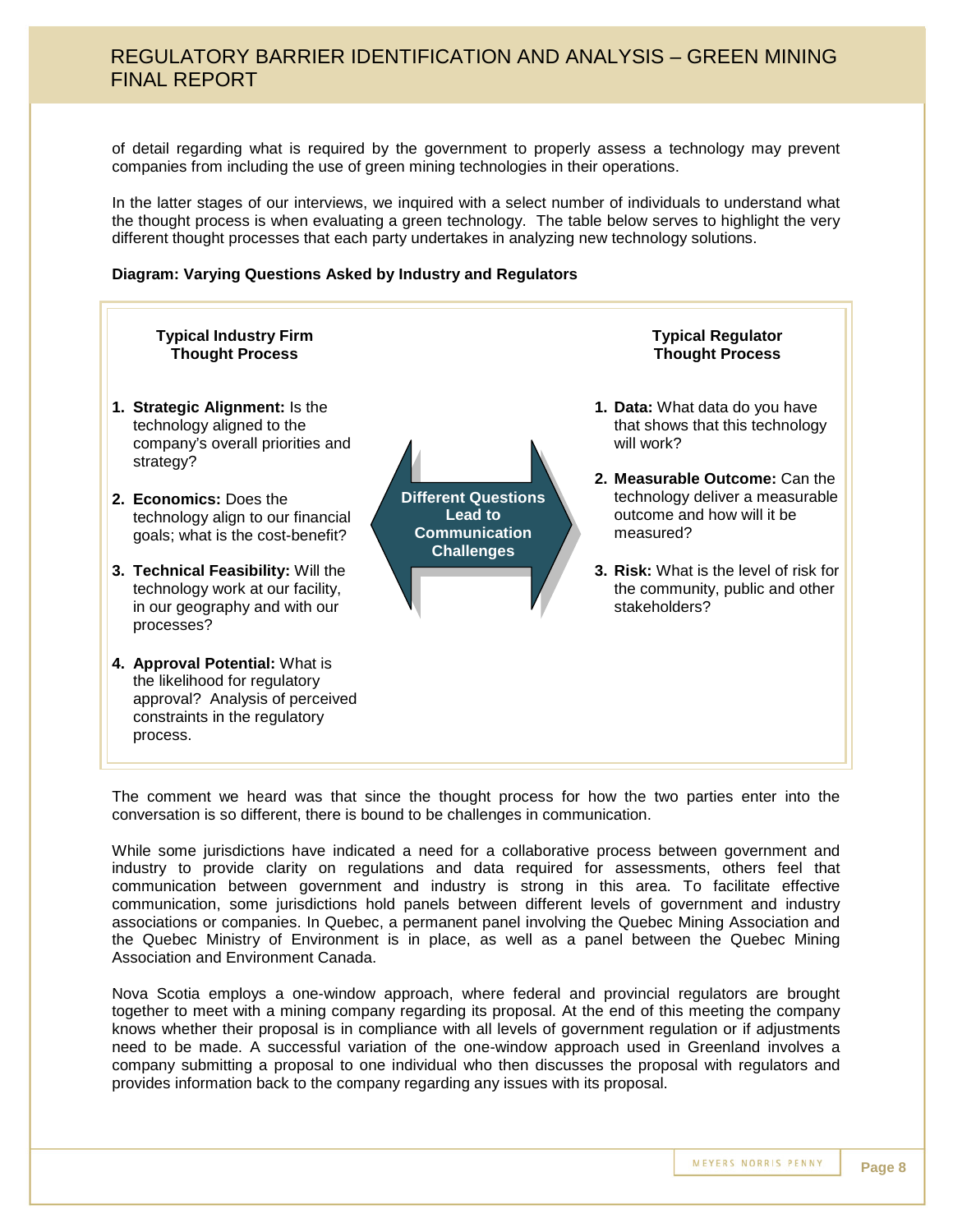of detail regarding what is required by the government to properly assess a technology may prevent companies from including the use of green mining technologies in their operations.

In the latter stages of our interviews, we inquired with a select number of individuals to understand what the thought process is when evaluating a green technology. The table below serves to highlight the very different thought processes that each party undertakes in analyzing new technology solutions.

**Diagram: Varying Questions Asked by Industry and Regulators**

**Typical Industry Firm Thought Process**

1. **Strategic Alignment:** Is the technology aligned to the company's overall priorities and strategy?
2. **Economics:** Does the technology align to our financial goals; what is the cost-benefit?
3. **Technical Feasibility:** Will the technology work at our facility, in our geography and with our processes?
4. **Approval Potential:** What is the likelihood for regulatory approval? Analysis of perceived constraints in the regulatory process.

**Different Questions Lead to Communication Challenges**

**Typical Regulator Thought Process**

1. **Data:** What data do you have that shows that this technology will work?
2. **Measurable Outcome:** Can the technology deliver a measurable outcome and how will it be measured?
3. **Risk:** What is the level of risk for the community, public and other stakeholders?

The comment we heard was that since the thought process for how the two parties enter into the conversation is so different, there is bound to be challenges in communication.

While some jurisdictions have indicated a need for a collaborative process between government and industry to provide clarity on regulations and data required for assessments, others feel that communication between government and industry is strong in this area. To facilitate effective communication, some jurisdictions hold panels between different levels of government and industry associations or companies. In Quebec, a permanent panel involving the Quebec Mining Association and the Quebec Ministry of Environment is in place, as well as a panel between the Quebec Mining Association and Environment Canada.

Nova Scotia employs a one-window approach, where federal and provincial regulators are brought together to meet with a mining company regarding its proposal. At the end of this meeting the company knows whether their proposal is in compliance with all levels of government regulation or if adjustments need to be made. A successful variation of the one-window approach used in Greenland involves a company submitting a proposal to one individual who then discusses the proposal with regulators and provides information back to the company regarding any issues with its proposal.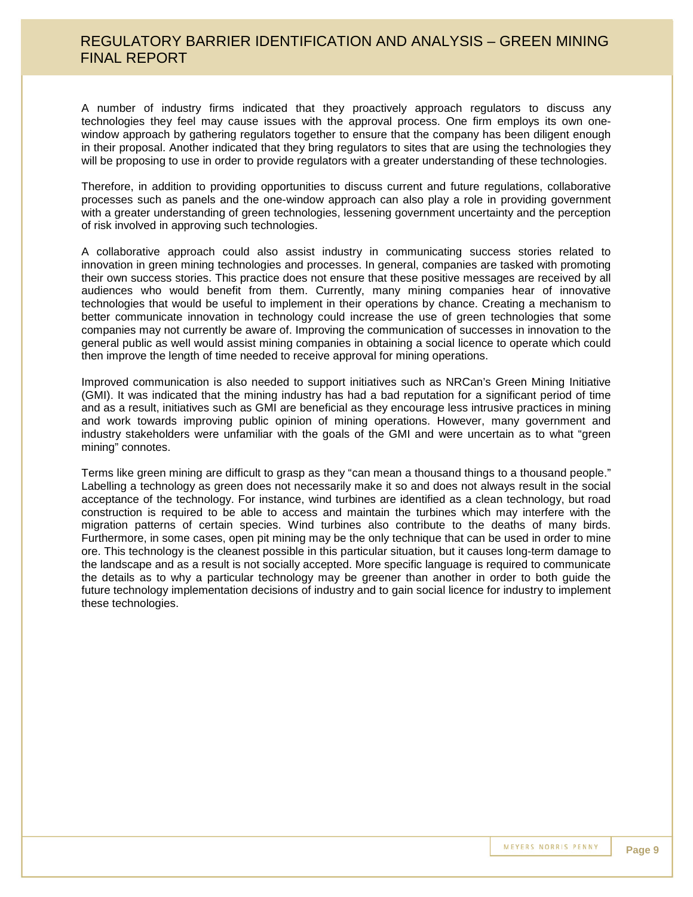A number of industry firms indicated that they proactively approach regulators to discuss any technologies they feel may cause issues with the approval process. One firm employs its own one-window approach by gathering regulators together to ensure that the company has been diligent enough in their proposal. Another indicated that they bring regulators to sites that are using the technologies they will be proposing to use in order to provide regulators with a greater understanding of these technologies.

Therefore, in addition to providing opportunities to discuss current and future regulations, collaborative processes such as panels and the one-window approach can also play a role in providing government with a greater understanding of green technologies, lessening government uncertainty and the perception of risk involved in approving such technologies.

A collaborative approach could also assist industry in communicating success stories related to innovation in green mining technologies and processes. In general, companies are tasked with promoting their own success stories. This practice does not ensure that these positive messages are received by all audiences who would benefit from them. Currently, many mining companies hear of innovative technologies that would be useful to implement in their operations by chance. Creating a mechanism to better communicate innovation in technology could increase the use of green technologies that some companies may not currently be aware of. Improving the communication of successes in innovation to the general public as well would assist mining companies in obtaining a social licence to operate which could then improve the length of time needed to receive approval for mining operations.

Improved communication is also needed to support initiatives such as NRCan's Green Mining Initiative (GMI). It was indicated that the mining industry has had a bad reputation for a significant period of time and as a result, initiatives such as GMI are beneficial as they encourage less intrusive practices in mining and work towards improving public opinion of mining operations. However, many government and industry stakeholders were unfamiliar with the goals of the GMI and were uncertain as to what "green mining" connotes.

Terms like green mining are difficult to grasp as they "can mean a thousand things to a thousand people." Labelling a technology as green does not necessarily make it so and does not always result in the social acceptance of the technology. For instance, wind turbines are identified as a clean technology, but road construction is required to be able to access and maintain the turbines which may interfere with the migration patterns of certain species. Wind turbines also contribute to the deaths of many birds. Furthermore, in some cases, open pit mining may be the only technique that can be used in order to mine ore. This technology is the cleanest possible in this particular situation, but it causes long-term damage to the landscape and as a result is not socially accepted. More specific language is required to communicate the details as to why a particular technology may be greener than another in order to both guide the future technology implementation decisions of industry and to gain social licence for industry to implement these technologies.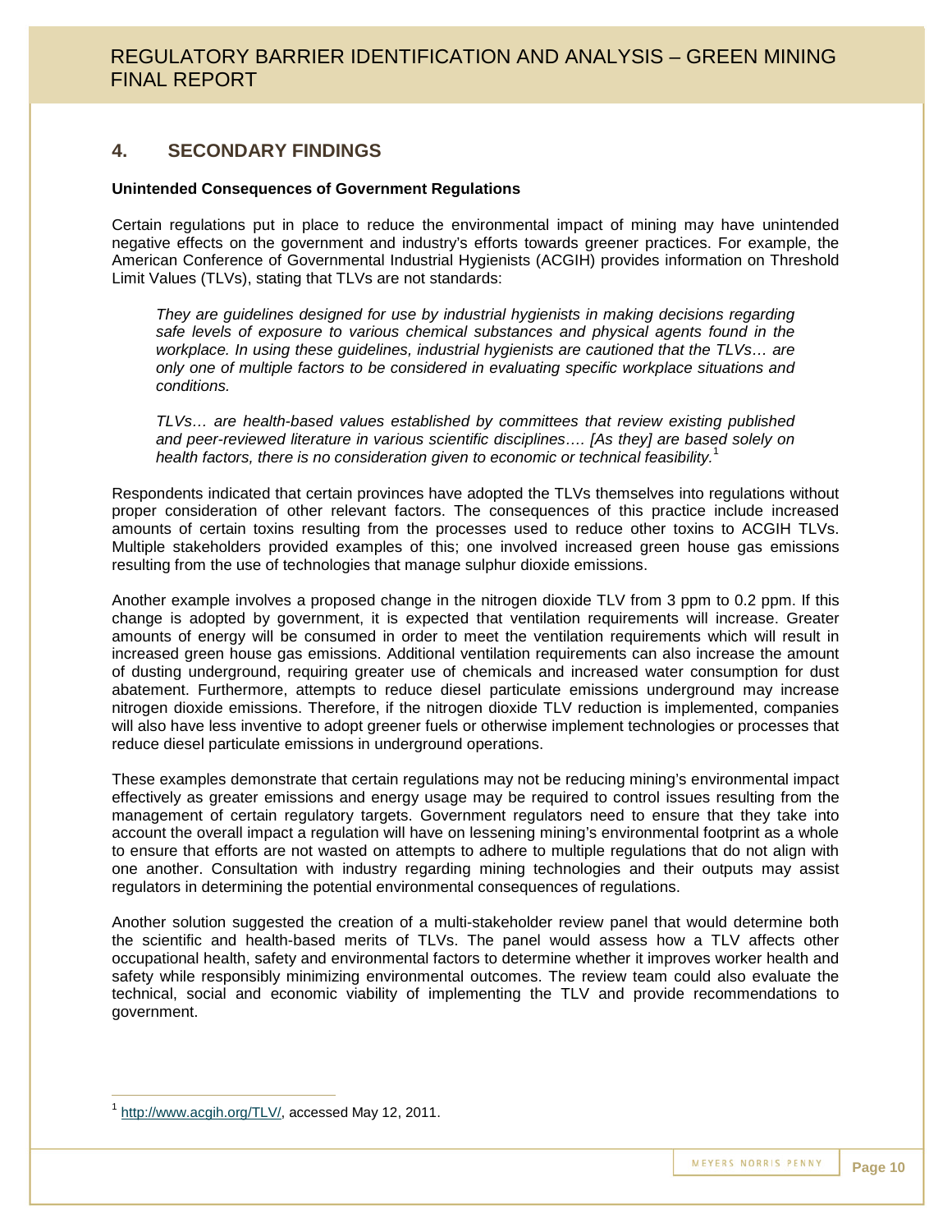## 4. SECONDARY FINDINGS

**Unintended Consequences of Government Regulations**

Certain regulations put in place to reduce the environmental impact of mining may have unintended negative effects on the government and industry's efforts towards greener practices. For example, the American Conference of Governmental Industrial Hygienists (ACGIH) provides information on Threshold Limit Values (TLVs), stating that TLVs are not standards:

> *They are guidelines designed for use by industrial hygienists in making decisions regarding safe levels of exposure to various chemical substances and physical agents found in the workplace. In using these guidelines, industrial hygienists are cautioned that the TLVs… are only one of multiple factors to be considered in evaluating specific workplace situations and conditions.*
>
> *TLVs… are health-based values established by committees that review existing published and peer-reviewed literature in various scientific disciplines…. [As they] are based solely on health factors, there is no consideration given to economic or technical feasibility.*[1]

Respondents indicated that certain provinces have adopted the TLVs themselves into regulations without proper consideration of other relevant factors. The consequences of this practice include increased amounts of certain toxins resulting from the processes used to reduce other toxins to ACGIH TLVs. Multiple stakeholders provided examples of this; one involved increased green house gas emissions resulting from the use of technologies that manage sulphur dioxide emissions.

Another example involves a proposed change in the nitrogen dioxide TLV from 3 ppm to 0.2 ppm. If this change is adopted by government, it is expected that ventilation requirements will increase. Greater amounts of energy will be consumed in order to meet the ventilation requirements which will result in increased green house gas emissions. Additional ventilation requirements can also increase the amount of dusting underground, requiring greater use of chemicals and increased water consumption for dust abatement. Furthermore, attempts to reduce diesel particulate emissions underground may increase nitrogen dioxide emissions. Therefore, if the nitrogen dioxide TLV reduction is implemented, companies will also have less inventive to adopt greener fuels or otherwise implement technologies or processes that reduce diesel particulate emissions in underground operations.

These examples demonstrate that certain regulations may not be reducing mining's environmental impact effectively as greater emissions and energy usage may be required to control issues resulting from the management of certain regulatory targets. Government regulators need to ensure that they take into account the overall impact a regulation will have on lessening mining's environmental footprint as a whole to ensure that efforts are not wasted on attempts to adhere to multiple regulations that do not align with one another. Consultation with industry regarding mining technologies and their outputs may assist regulators in determining the potential environmental consequences of regulations.

Another solution suggested the creation of a multi-stakeholder review panel that would determine both the scientific and health-based merits of TLVs. The panel would assess how a TLV affects other occupational health, safety and environmental factors to determine whether it improves worker health and safety while responsibly minimizing environmental outcomes. The review team could also evaluate the technical, social and economic viability of implementing the TLV and provide recommendations to government.

---

[1] http://www.acgih.org/TLV/, accessed May 12, 2011.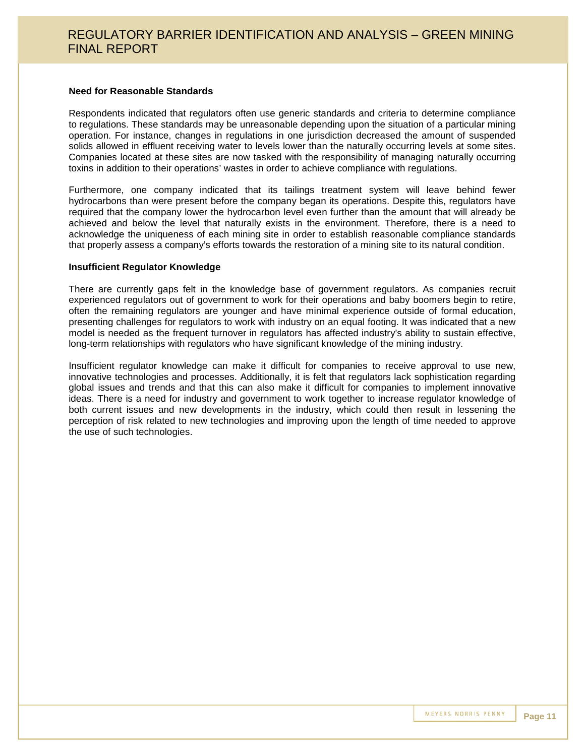### Need for Reasonable Standards

Respondents indicated that regulators often use generic standards and criteria to determine compliance to regulations. These standards may be unreasonable depending upon the situation of a particular mining operation. For instance, changes in regulations in one jurisdiction decreased the amount of suspended solids allowed in effluent receiving water to levels lower than the naturally occurring levels at some sites. Companies located at these sites are now tasked with the responsibility of managing naturally occurring toxins in addition to their operations' wastes in order to achieve compliance with regulations.

Furthermore, one company indicated that its tailings treatment system will leave behind fewer hydrocarbons than were present before the company began its operations. Despite this, regulators have required that the company lower the hydrocarbon level even further than the amount that will already be achieved and below the level that naturally exists in the environment. Therefore, there is a need to acknowledge the uniqueness of each mining site in order to establish reasonable compliance standards that properly assess a company's efforts towards the restoration of a mining site to its natural condition.

### Insufficient Regulator Knowledge

There are currently gaps felt in the knowledge base of government regulators. As companies recruit experienced regulators out of government to work for their operations and baby boomers begin to retire, often the remaining regulators are younger and have minimal experience outside of formal education, presenting challenges for regulators to work with industry on an equal footing. It was indicated that a new model is needed as the frequent turnover in regulators has affected industry's ability to sustain effective, long-term relationships with regulators who have significant knowledge of the mining industry.

Insufficient regulator knowledge can make it difficult for companies to receive approval to use new, innovative technologies and processes. Additionally, it is felt that regulators lack sophistication regarding global issues and trends and that this can also make it difficult for companies to implement innovative ideas. There is a need for industry and government to work together to increase regulator knowledge of both current issues and new developments in the industry, which could then result in lessening the perception of risk related to new technologies and improving upon the length of time needed to approve the use of such technologies.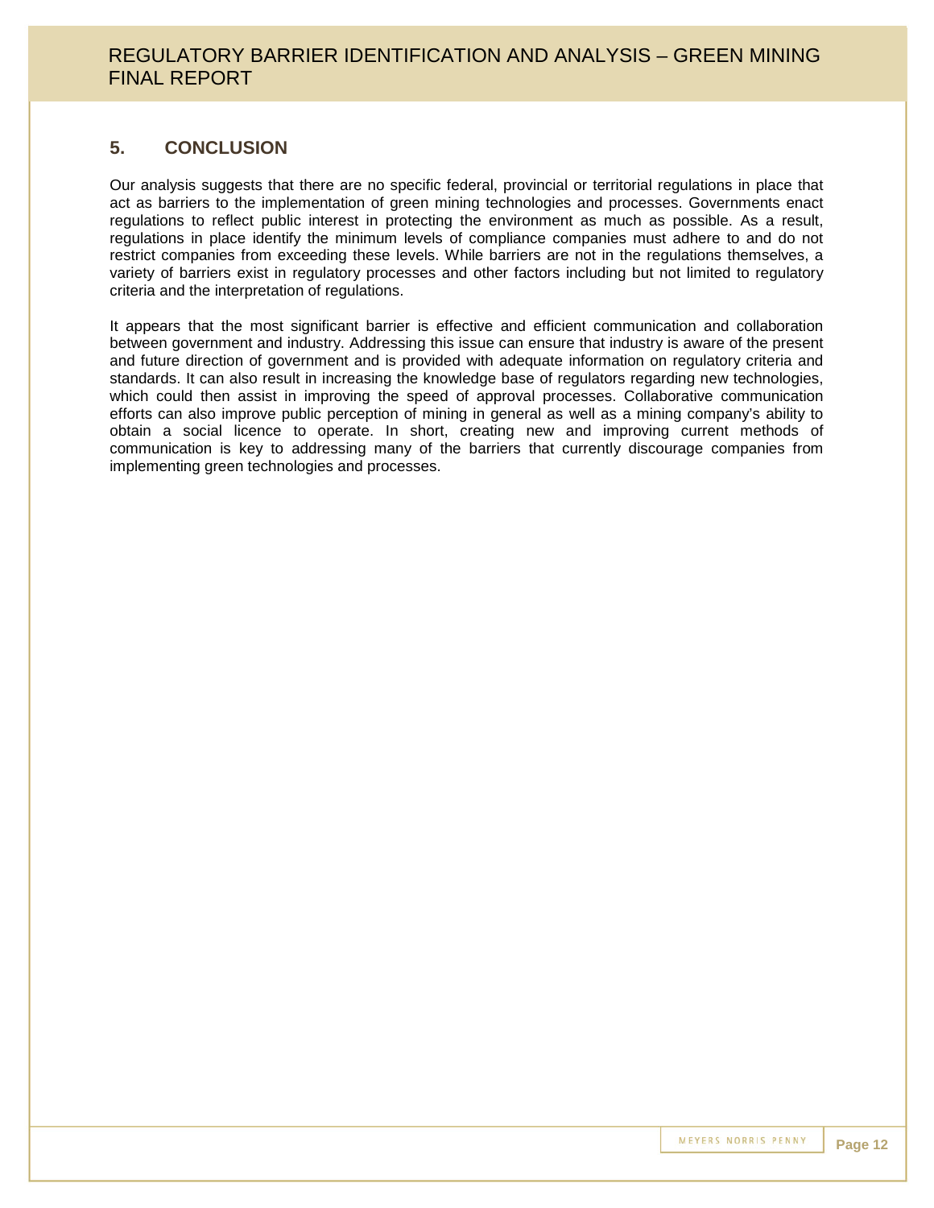## 5. CONCLUSION

Our analysis suggests that there are no specific federal, provincial or territorial regulations in place that act as barriers to the implementation of green mining technologies and processes. Governments enact regulations to reflect public interest in protecting the environment as much as possible. As a result, regulations in place identify the minimum levels of compliance companies must adhere to and do not restrict companies from exceeding these levels. While barriers are not in the regulations themselves, a variety of barriers exist in regulatory processes and other factors including but not limited to regulatory criteria and the interpretation of regulations.

It appears that the most significant barrier is effective and efficient communication and collaboration between government and industry. Addressing this issue can ensure that industry is aware of the present and future direction of government and is provided with adequate information on regulatory criteria and standards. It can also result in increasing the knowledge base of regulators regarding new technologies, which could then assist in improving the speed of approval processes. Collaborative communication efforts can also improve public perception of mining in general as well as a mining company's ability to obtain a social licence to operate. In short, creating new and improving current methods of communication is key to addressing many of the barriers that currently discourage companies from implementing green technologies and processes.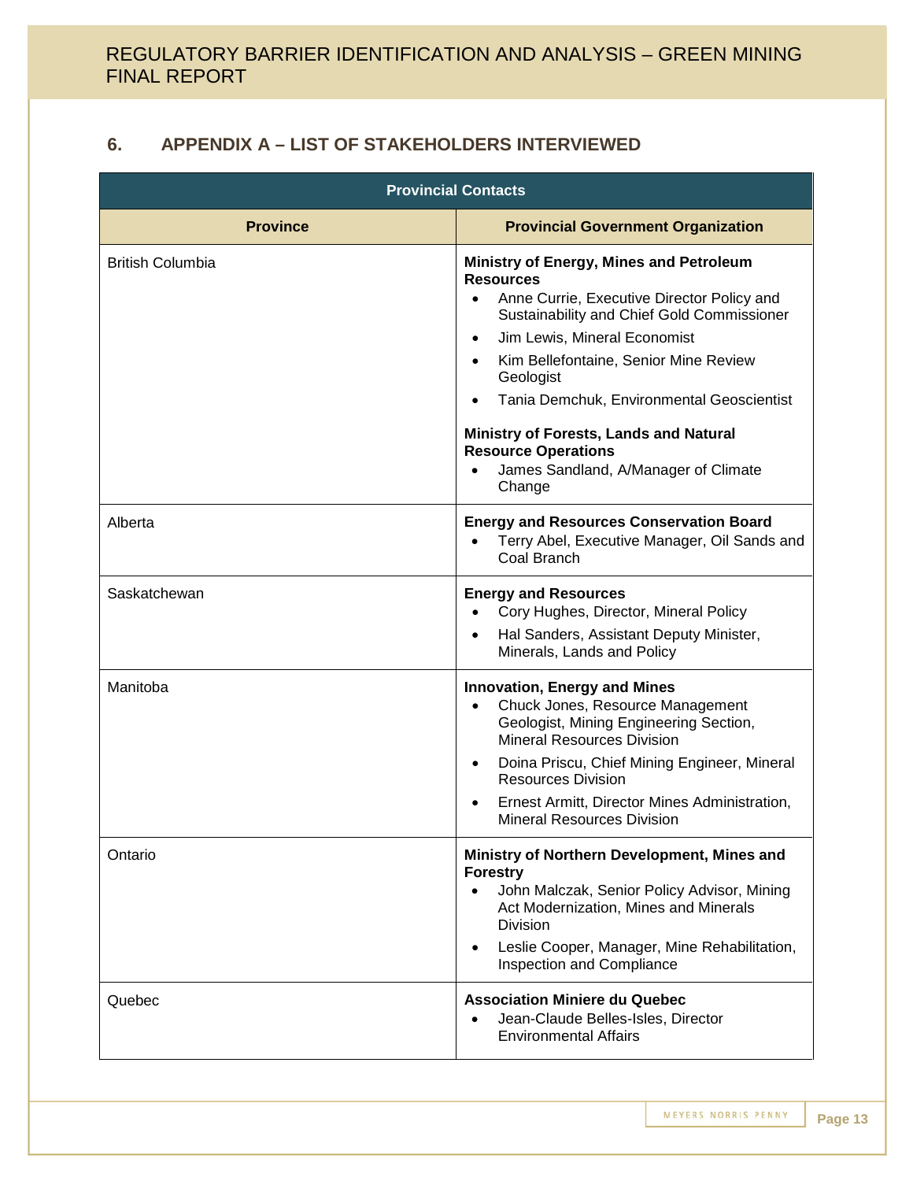## 6. APPENDIX A – LIST OF STAKEHOLDERS INTERVIEWED

| Provincial Contacts | |
|---|---|
| **Province** | **Provincial Government Organization** |
| British Columbia | **Ministry of Energy, Mines and Petroleum Resources**<br>• Anne Currie, Executive Director Policy and Sustainability and Chief Gold Commissioner<br>• Jim Lewis, Mineral Economist<br>• Kim Bellefontaine, Senior Mine Review Geologist<br>• Tania Demchuk, Environmental Geoscientist<br><br>**Ministry of Forests, Lands and Natural Resource Operations**<br>• James Sandland, A/Manager of Climate Change |
| Alberta | **Energy and Resources Conservation Board**<br>• Terry Abel, Executive Manager, Oil Sands and Coal Branch |
| Saskatchewan | **Energy and Resources**<br>• Cory Hughes, Director, Mineral Policy<br>• Hal Sanders, Assistant Deputy Minister, Minerals, Lands and Policy |
| Manitoba | **Innovation, Energy and Mines**<br>• Chuck Jones, Resource Management Geologist, Mining Engineering Section, Mineral Resources Division<br>• Doina Priscu, Chief Mining Engineer, Mineral Resources Division<br>• Ernest Armitt, Director Mines Administration, Mineral Resources Division |
| Ontario | **Ministry of Northern Development, Mines and Forestry**<br>• John Malczak, Senior Policy Advisor, Mining Act Modernization, Mines and Minerals Division<br>• Leslie Cooper, Manager, Mine Rehabilitation, Inspection and Compliance |
| Quebec | **Association Miniere du Quebec**<br>• Jean-Claude Belles-Isles, Director Environmental Affairs |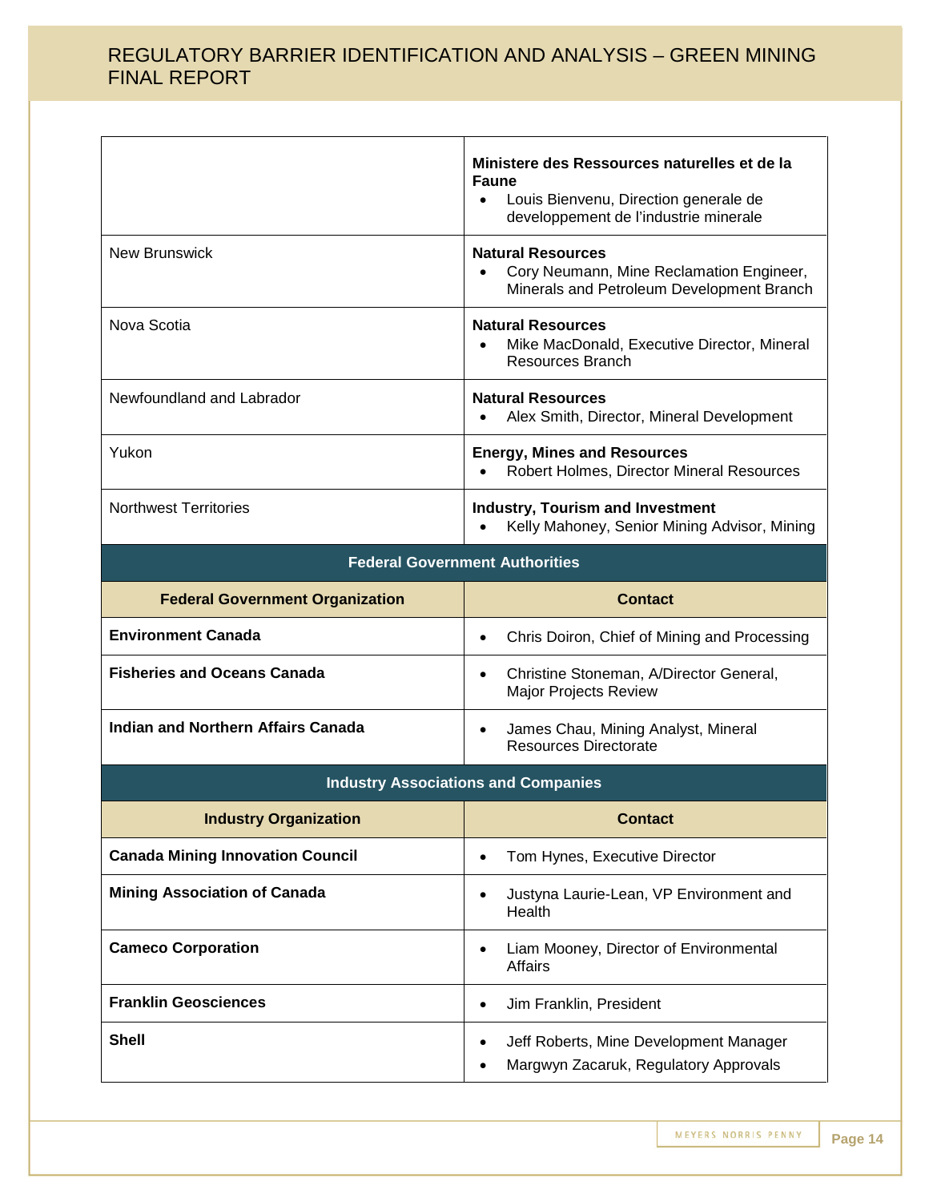| | |
|---|---|
| | **Ministere des Ressources naturelles et de la Faune**<br>• Louis Bienvenu, Direction generale de developpement de l'industrie minerale |
| New Brunswick | **Natural Resources**<br>• Cory Neumann, Mine Reclamation Engineer, Minerals and Petroleum Development Branch |
| Nova Scotia | **Natural Resources**<br>• Mike MacDonald, Executive Director, Mineral Resources Branch |
| Newfoundland and Labrador | **Natural Resources**<br>• Alex Smith, Director, Mineral Development |
| Yukon | **Energy, Mines and Resources**<br>• Robert Holmes, Director Mineral Resources |
| Northwest Territories | **Industry, Tourism and Investment**<br>• Kelly Mahoney, Senior Mining Advisor, Mining |
| **Federal Government Authorities** | |
| **Federal Government Organization** | **Contact** |
| **Environment Canada** | • Chris Doiron, Chief of Mining and Processing |
| **Fisheries and Oceans Canada** | • Christine Stoneman, A/Director General, Major Projects Review |
| **Indian and Northern Affairs Canada** | • James Chau, Mining Analyst, Mineral Resources Directorate |
| **Industry Associations and Companies** | |
| **Industry Organization** | **Contact** |
| **Canada Mining Innovation Council** | • Tom Hynes, Executive Director |
| **Mining Association of Canada** | • Justyna Laurie-Lean, VP Environment and Health |
| **Cameco Corporation** | • Liam Mooney, Director of Environmental Affairs |
| **Franklin Geosciences** | • Jim Franklin, President |
| **Shell** | • Jeff Roberts, Mine Development Manager<br>• Margwyn Zacaruk, Regulatory Approvals |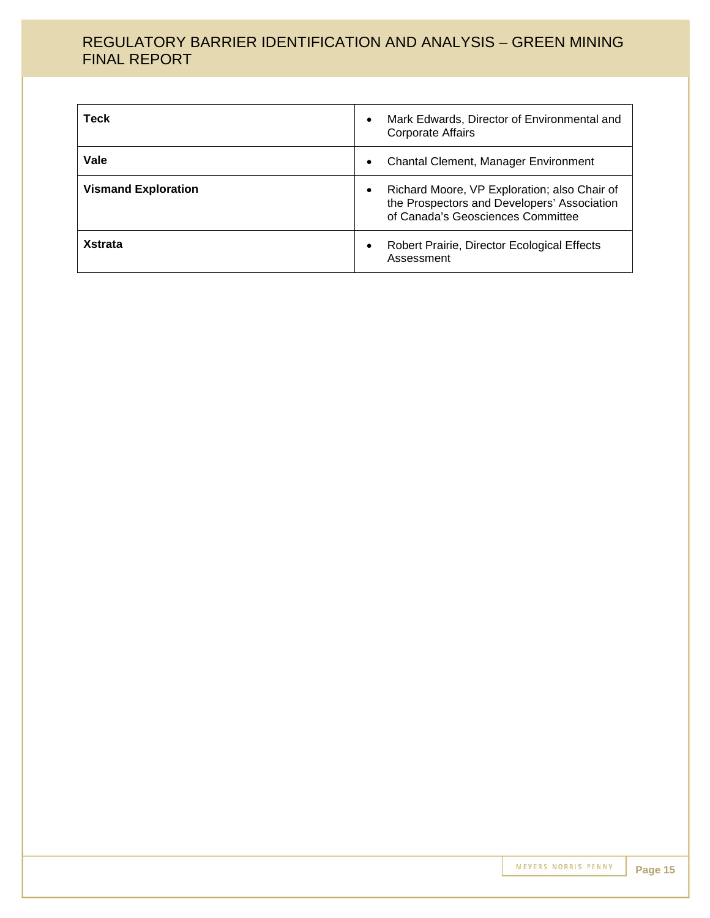| | |
|---|---|
| **Teck** | • Mark Edwards, Director of Environmental and Corporate Affairs |
| **Vale** | • Chantal Clement, Manager Environment |
| **Vismand Exploration** | • Richard Moore, VP Exploration; also Chair of the Prospectors and Developers' Association of Canada's Geosciences Committee |
| **Xstrata** | • Robert Prairie, Director Ecological Effects Assessment |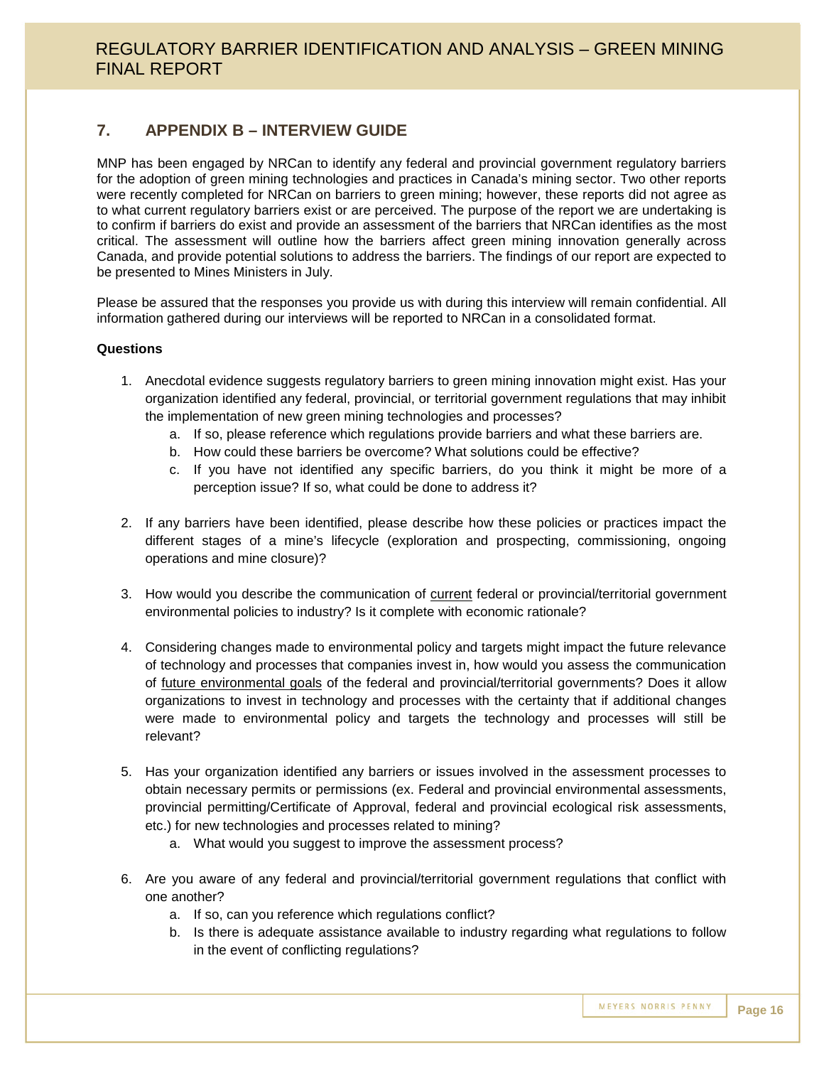## 7. APPENDIX B – INTERVIEW GUIDE

MNP has been engaged by NRCan to identify any federal and provincial government regulatory barriers for the adoption of green mining technologies and practices in Canada's mining sector. Two other reports were recently completed for NRCan on barriers to green mining; however, these reports did not agree as to what current regulatory barriers exist or are perceived. The purpose of the report we are undertaking is to confirm if barriers do exist and provide an assessment of the barriers that NRCan identifies as the most critical. The assessment will outline how the barriers affect green mining innovation generally across Canada, and provide potential solutions to address the barriers. The findings of our report are expected to be presented to Mines Ministers in July.

Please be assured that the responses you provide us with during this interview will remain confidential. All information gathered during our interviews will be reported to NRCan in a consolidated format.

**Questions**

1. Anecdotal evidence suggests regulatory barriers to green mining innovation might exist. Has your organization identified any federal, provincial, or territorial government regulations that may inhibit the implementation of new green mining technologies and processes?
   a. If so, please reference which regulations provide barriers and what these barriers are.
   b. How could these barriers be overcome? What solutions could be effective?
   c. If you have not identified any specific barriers, do you think it might be more of a perception issue? If so, what could be done to address it?

2. If any barriers have been identified, please describe how these policies or practices impact the different stages of a mine's lifecycle (exploration and prospecting, commissioning, ongoing operations and mine closure)?

3. How would you describe the communication of current federal or provincial/territorial government environmental policies to industry? Is it complete with economic rationale?

4. Considering changes made to environmental policy and targets might impact the future relevance of technology and processes that companies invest in, how would you assess the communication of future environmental goals of the federal and provincial/territorial governments? Does it allow organizations to invest in technology and processes with the certainty that if additional changes were made to environmental policy and targets the technology and processes will still be relevant?

5. Has your organization identified any barriers or issues involved in the assessment processes to obtain necessary permits or permissions (ex. Federal and provincial environmental assessments, provincial permitting/Certificate of Approval, federal and provincial ecological risk assessments, etc.) for new technologies and processes related to mining?
   a. What would you suggest to improve the assessment process?

6. Are you aware of any federal and provincial/territorial government regulations that conflict with one another?
   a. If so, can you reference which regulations conflict?
   b. Is there is adequate assistance available to industry regarding what regulations to follow in the event of conflicting regulations?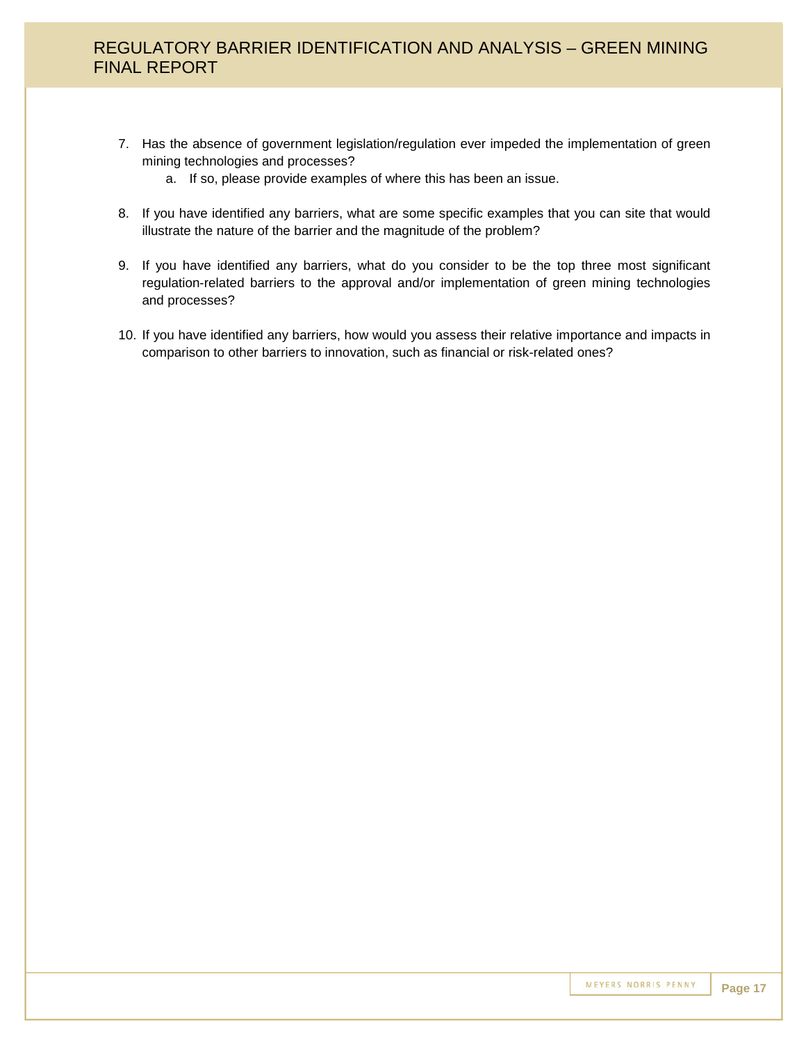7. Has the absence of government legislation/regulation ever impeded the implementation of green mining technologies and processes?
   a. If so, please provide examples of where this has been an issue.

8. If you have identified any barriers, what are some specific examples that you can site that would illustrate the nature of the barrier and the magnitude of the problem?

9. If you have identified any barriers, what do you consider to be the top three most significant regulation-related barriers to the approval and/or implementation of green mining technologies and processes?

10. If you have identified any barriers, how would you assess their relative importance and impacts in comparison to other barriers to innovation, such as financial or risk-related ones?